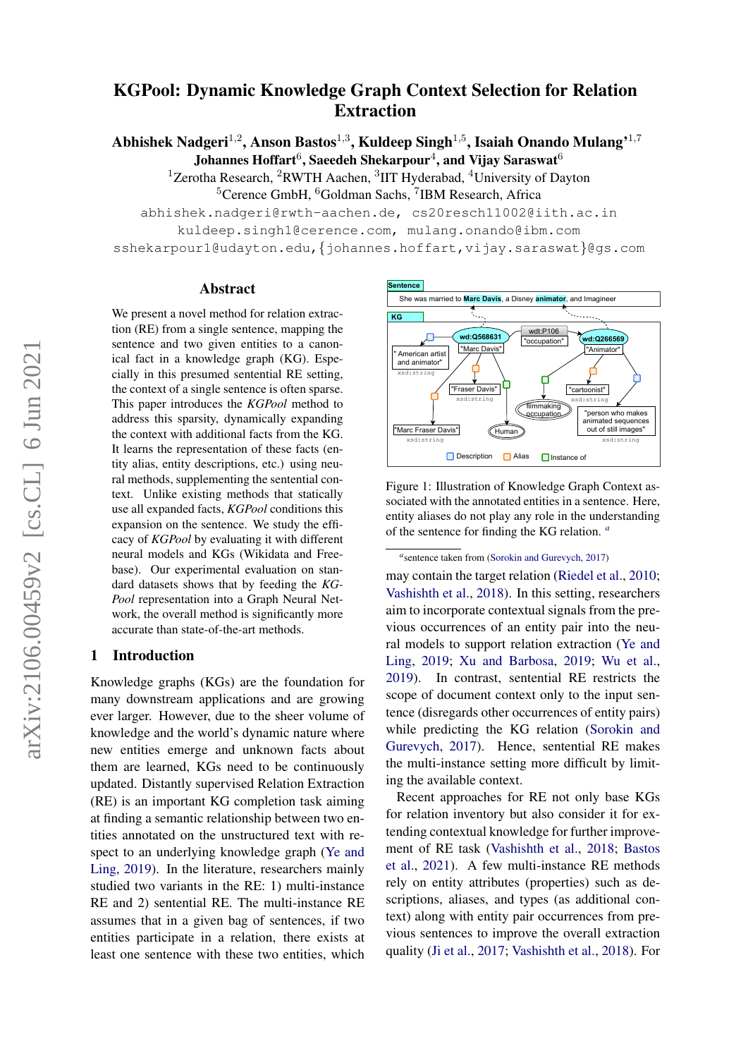# KGPool: Dynamic Knowledge Graph Context Selection for Relation Extraction

**Abhishek Nadgeri[1,2], Anson Bastos[1,3], Kuldeep Singh[1,5], Isaiah Onando Mulang'[1,7]**
**Johannes Hoffart[6], Saeedeh Shekarpour[4], and Vijay Saraswat[6]**

[1]Zerotha Research, [2]RWTH Aachen, [3]IIT Hyderabad, [4]University of Dayton
[5]Cerence GmbH, [6]Goldman Sachs, [7]IBM Research, Africa

abhishek.nadgeri@rwth-aachen.de, cs20resch11002@iith.ac.in
kuldeep.singh1@cerence.com, mulang.onando@ibm.com
sshekarpour1@udayton.edu, {johannes.hoffart,vijay.saraswat}@gs.com

## Abstract

We present a novel method for relation extraction (RE) from a single sentence, mapping the sentence and two given entities to a canonical fact in a knowledge graph (KG). Especially in this presumed sentential RE setting, the context of a single sentence is often sparse. This paper introduces the *KGPool* method to address this sparsity, dynamically expanding the context with additional facts from the KG. It learns the representation of these facts (entity alias, entity descriptions, etc.) using neural methods, supplementing the sentential context. Unlike existing methods that statically use all expanded facts, *KGPool* conditions this expansion on the sentence. We study the efficacy of *KGPool* by evaluating it with different neural models and KGs (Wikidata and Freebase). Our experimental evaluation on standard datasets shows that by feeding the *KGPool* representation into a Graph Neural Network, the overall method is significantly more accurate than state-of-the-art methods.

## 1 Introduction

Knowledge graphs (KGs) are the foundation for many downstream applications and are growing ever larger. However, due to the sheer volume of knowledge and the world's dynamic nature where new entities emerge and unknown facts about them are learned, KGs need to be continuously updated. Distantly supervised Relation Extraction (RE) is an important KG completion task aiming at finding a semantic relationship between two entities annotated on the unstructured text with respect to an underlying knowledge graph (Ye and Ling, 2019). In the literature, researchers mainly studied two variants in the RE: 1) multi-instance RE and 2) sentential RE. The multi-instance RE assumes that in a given bag of sentences, if two entities participate in a relation, there exists at least one sentence with these two entities, which may contain the target relation (Riedel et al., 2010; Vashishth et al., 2018). In this setting, researchers aim to incorporate contextual signals from the previous occurrences of an entity pair into the neural models to support relation extraction (Ye and Ling, 2019; Xu and Barbosa, 2019; Wu et al., 2019). In contrast, sentential RE restricts the scope of document context only to the input sentence (disregards other occurrences of entity pairs) while predicting the KG relation (Sorokin and Gurevych, 2017). Hence, sentential RE makes the multi-instance setting more difficult by limiting the available context.

Recent approaches for RE not only base KGs for relation inventory but also consider it for extending contextual knowledge for further improvement of RE task (Vashishth et al., 2018; Bastos et al., 2021). A few multi-instance RE methods rely on entity attributes (properties) such as descriptions, aliases, and types (as additional context) along with entity pair occurrences from previous sentences to improve the overall extraction quality (Ji et al., 2017; Vashishth et al., 2018). For

Figure 1: Illustration of Knowledge Graph Context associated with the annotated entities in a sentence. Here, entity aliases do not play any role in the understanding of the sentence for finding the KG relation. [a]

[a]sentence taken from (Sorokin and Gurevych, 2017)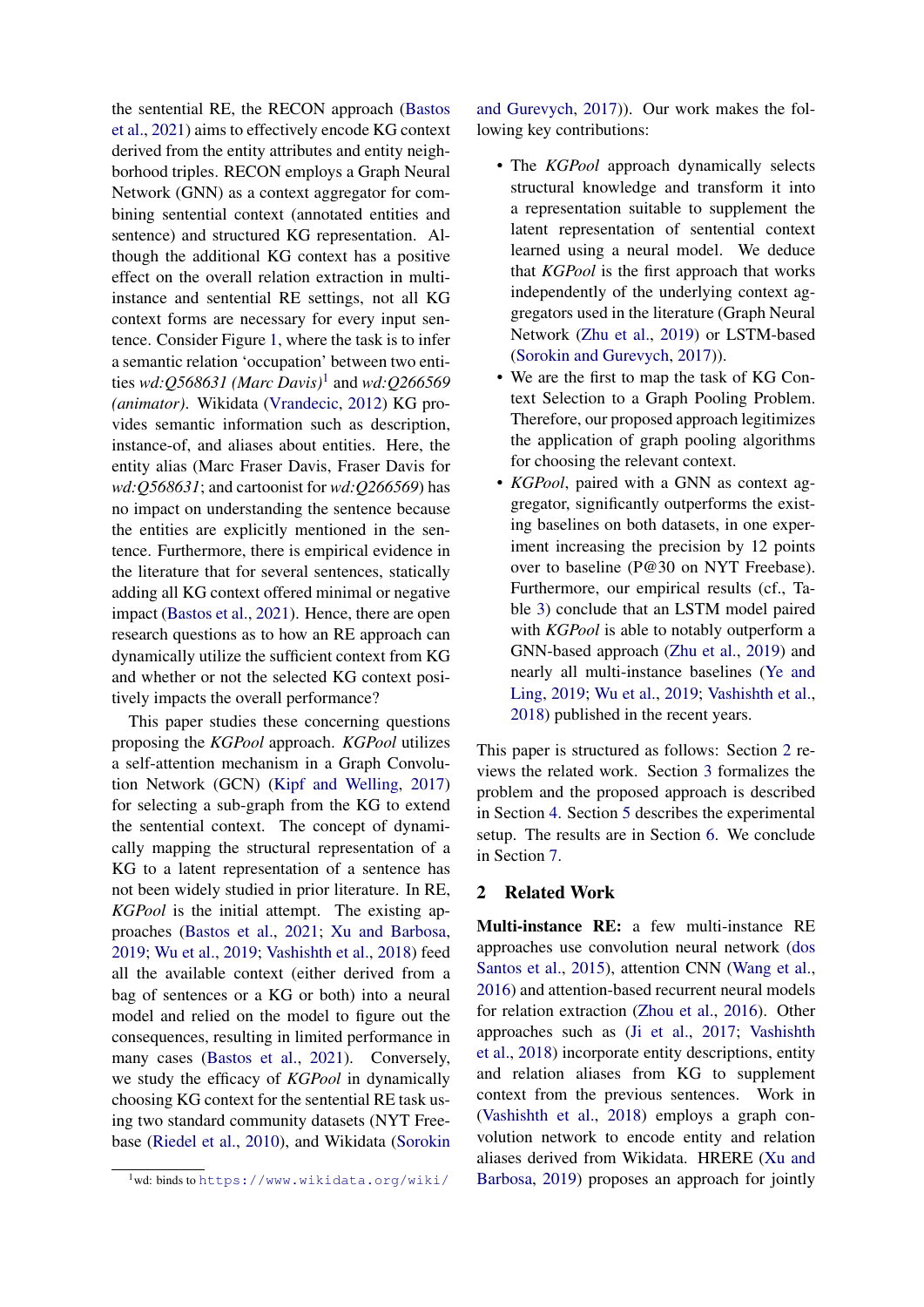the sentential RE, the RECON approach (Bastos et al., 2021) aims to effectively encode KG context derived from the entity attributes and entity neighborhood triples. RECON employs a Graph Neural Network (GNN) as a context aggregator for combining sentential context (annotated entities and sentence) and structured KG representation. Although the additional KG context has a positive effect on the overall relation extraction in multi-instance and sentential RE settings, not all KG context forms are necessary for every input sentence. Consider Figure 1, where the task is to infer a semantic relation 'occupation' between two entities *wd:Q568631 (Marc Davis)*[1] and *wd:Q266569 (animator)*. Wikidata (Vrandecic, 2012) KG provides semantic information such as description, instance-of, and aliases about entities. Here, the entity alias (Marc Fraser Davis, Fraser Davis for *wd:Q568631*; and cartoonist for *wd:Q266569*) has no impact on understanding the sentence because the entities are explicitly mentioned in the sentence. Furthermore, there is empirical evidence in the literature that for several sentences, statically adding all KG context offered minimal or negative impact (Bastos et al., 2021). Hence, there are open research questions as to how an RE approach can dynamically utilize the sufficient context from KG and whether or not the selected KG context positively impacts the overall performance?

This paper studies these concerning questions proposing the *KGPool* approach. *KGPool* utilizes a self-attention mechanism in a Graph Convolution Network (GCN) (Kipf and Welling, 2017) for selecting a sub-graph from the KG to extend the sentential context. The concept of dynamically mapping the structural representation of a KG to a latent representation of a sentence has not been widely studied in prior literature. In RE, *KGPool* is the initial attempt. The existing approaches (Bastos et al., 2021; Xu and Barbosa, 2019; Wu et al., 2019; Vashishth et al., 2018) feed all the available context (either derived from a bag of sentences or a KG or both) into a neural model and relied on the model to figure out the consequences, resulting in limited performance in many cases (Bastos et al., 2021). Conversely, we study the efficacy of *KGPool* in dynamically choosing KG context for the sentential RE task using two standard community datasets (NYT Freebase (Riedel et al., 2010), and Wikidata (Sorokin and Gurevych, 2017)). Our work makes the following key contributions:

- The *KGPool* approach dynamically selects structural knowledge and transform it into a representation suitable to supplement the latent representation of sentential context learned using a neural model. We deduce that *KGPool* is the first approach that works independently of the underlying context aggregators used in the literature (Graph Neural Network (Zhu et al., 2019) or LSTM-based (Sorokin and Gurevych, 2017)).
- We are the first to map the task of KG Context Selection to a Graph Pooling Problem. Therefore, our proposed approach legitimizes the application of graph pooling algorithms for choosing the relevant context.
- *KGPool*, paired with a GNN as context aggregator, significantly outperforms the existing baselines on both datasets, in one experiment increasing the precision by 12 points over to baseline (P@30 on NYT Freebase). Furthermore, our empirical results (cf., Table 3) conclude that an LSTM model paired with *KGPool* is able to notably outperform a GNN-based approach (Zhu et al., 2019) and nearly all multi-instance baselines (Ye and Ling, 2019; Wu et al., 2019; Vashishth et al., 2018) published in the recent years.

This paper is structured as follows: Section 2 reviews the related work. Section 3 formalizes the problem and the proposed approach is described in Section 4. Section 5 describes the experimental setup. The results are in Section 6. We conclude in Section 7.

## 2 Related Work

**Multi-instance RE:** a few multi-instance RE approaches use convolution neural network (dos Santos et al., 2015), attention CNN (Wang et al., 2016) and attention-based recurrent neural models for relation extraction (Zhou et al., 2016). Other approaches such as (Ji et al., 2017; Vashishth et al., 2018) incorporate entity descriptions, entity and relation aliases from KG to supplement context from the previous sentences. Work in (Vashishth et al., 2018) employs a graph convolution network to encode entity and relation aliases derived from Wikidata. HRERE (Xu and Barbosa, 2019) proposes an approach for jointly

[1] wd: binds to https://www.wikidata.org/wiki/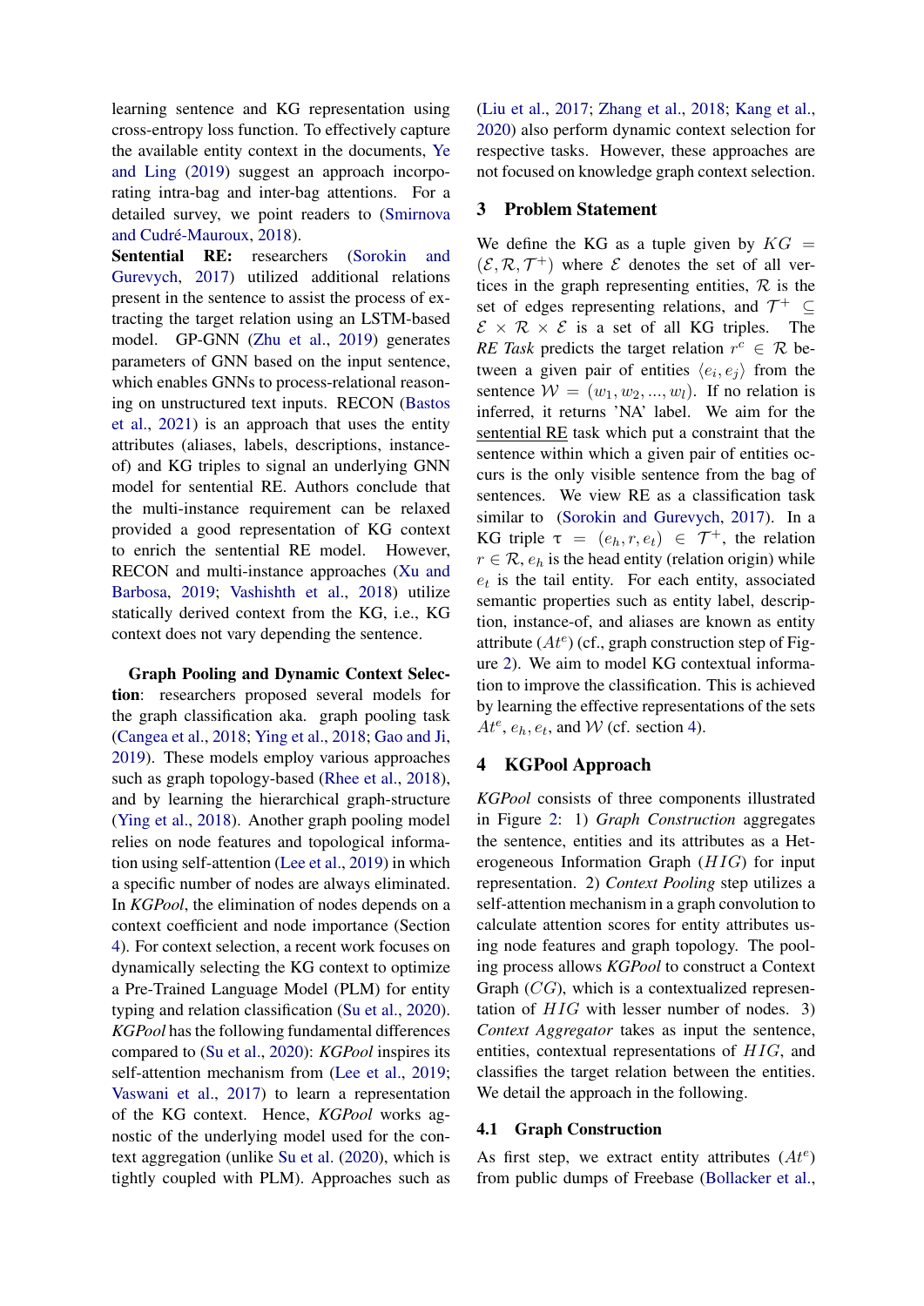learning sentence and KG representation using cross-entropy loss function. To effectively capture the available entity context in the documents, Ye and Ling (2019) suggest an approach incorporating intra-bag and inter-bag attentions. For a detailed survey, we point readers to (Smirnova and Cudré-Mauroux, 2018).

**Sentential RE:** researchers (Sorokin and Gurevych, 2017) utilized additional relations present in the sentence to assist the process of extracting the target relation using an LSTM-based model. GP-GNN (Zhu et al., 2019) generates parameters of GNN based on the input sentence, which enables GNNs to process-relational reasoning on unstructured text inputs. RECON (Bastos et al., 2021) is an approach that uses the entity attributes (aliases, labels, descriptions, instance-of) and KG triples to signal an underlying GNN model for sentential RE. Authors conclude that the multi-instance requirement can be relaxed provided a good representation of KG context to enrich the sentential RE model. However, RECON and multi-instance approaches (Xu and Barbosa, 2019; Vashishth et al., 2018) utilize statically derived context from the KG, i.e., KG context does not vary depending the sentence.

**Graph Pooling and Dynamic Context Selection**: researchers proposed several models for the graph classification aka. graph pooling task (Cangea et al., 2018; Ying et al., 2018; Gao and Ji, 2019). These models employ various approaches such as graph topology-based (Rhee et al., 2018), and by learning the hierarchical graph-structure (Ying et al., 2018). Another graph pooling model relies on node features and topological information using self-attention (Lee et al., 2019) in which a specific number of nodes are always eliminated. In *KGPool*, the elimination of nodes depends on a context coefficient and node importance (Section 4). For context selection, a recent work focuses on dynamically selecting the KG context to optimize a Pre-Trained Language Model (PLM) for entity typing and relation classification (Su et al., 2020). *KGPool* has the following fundamental differences compared to (Su et al., 2020): *KGPool* inspires its self-attention mechanism from (Lee et al., 2019; Vaswani et al., 2017) to learn a representation of the KG context. Hence, *KGPool* works agnostic of the underlying model used for the context aggregation (unlike Su et al. (2020), which is tightly coupled with PLM). Approaches such as (Liu et al., 2017; Zhang et al., 2018; Kang et al., 2020) also perform dynamic context selection for respective tasks. However, these approaches are not focused on knowledge graph context selection.

## 3 Problem Statement

We define the KG as a tuple given by $KG = (\mathcal{E}, \mathcal{R}, \mathcal{T}^+)$ where $\mathcal{E}$ denotes the set of all vertices in the graph representing entities, $\mathcal{R}$ is the set of edges representing relations, and $\mathcal{T}^+ \subseteq \mathcal{E} \times \mathcal{R} \times \mathcal{E}$ is a set of all KG triples. The *RE Task* predicts the target relation $r^c \in \mathcal{R}$ between a given pair of entities $\langle e_i, e_j \rangle$ from the sentence $\mathcal{W} = (w_1, w_2, ..., w_l)$. If no relation is inferred, it returns 'NA' label. We aim for the sentential RE task which put a constraint that the sentence within which a given pair of entities occurs is the only visible sentence from the bag of sentences. We view RE as a classification task similar to (Sorokin and Gurevych, 2017). In a KG triple $\tau = (e_h, r, e_t) \in \mathcal{T}^+$, the relation $r \in \mathcal{R}$, $e_h$ is the head entity (relation origin) while $e_t$ is the tail entity. For each entity, associated semantic properties such as entity label, description, instance-of, and aliases are known as entity attribute ($At^e$) (cf., graph construction step of Figure 2). We aim to model KG contextual information to improve the classification. This is achieved by learning the effective representations of the sets $At^e$, $e_h$, $e_t$, and $\mathcal{W}$ (cf. section 4).

## 4 KGPool Approach

*KGPool* consists of three components illustrated in Figure 2: 1) *Graph Construction* aggregates the sentence, entities and its attributes as a Heterogeneous Information Graph ($HIG$) for input representation. 2) *Context Pooling* step utilizes a self-attention mechanism in a graph convolution to calculate attention scores for entity attributes using node features and graph topology. The pooling process allows *KGPool* to construct a Context Graph ($CG$), which is a contextualized representation of $HIG$ with lesser number of nodes. 3) *Context Aggregator* takes as input the sentence, entities, contextual representations of $HIG$, and classifies the target relation between the entities. We detail the approach in the following.

### 4.1 Graph Construction

As first step, we extract entity attributes ($At^e$) from public dumps of Freebase (Bollacker et al.,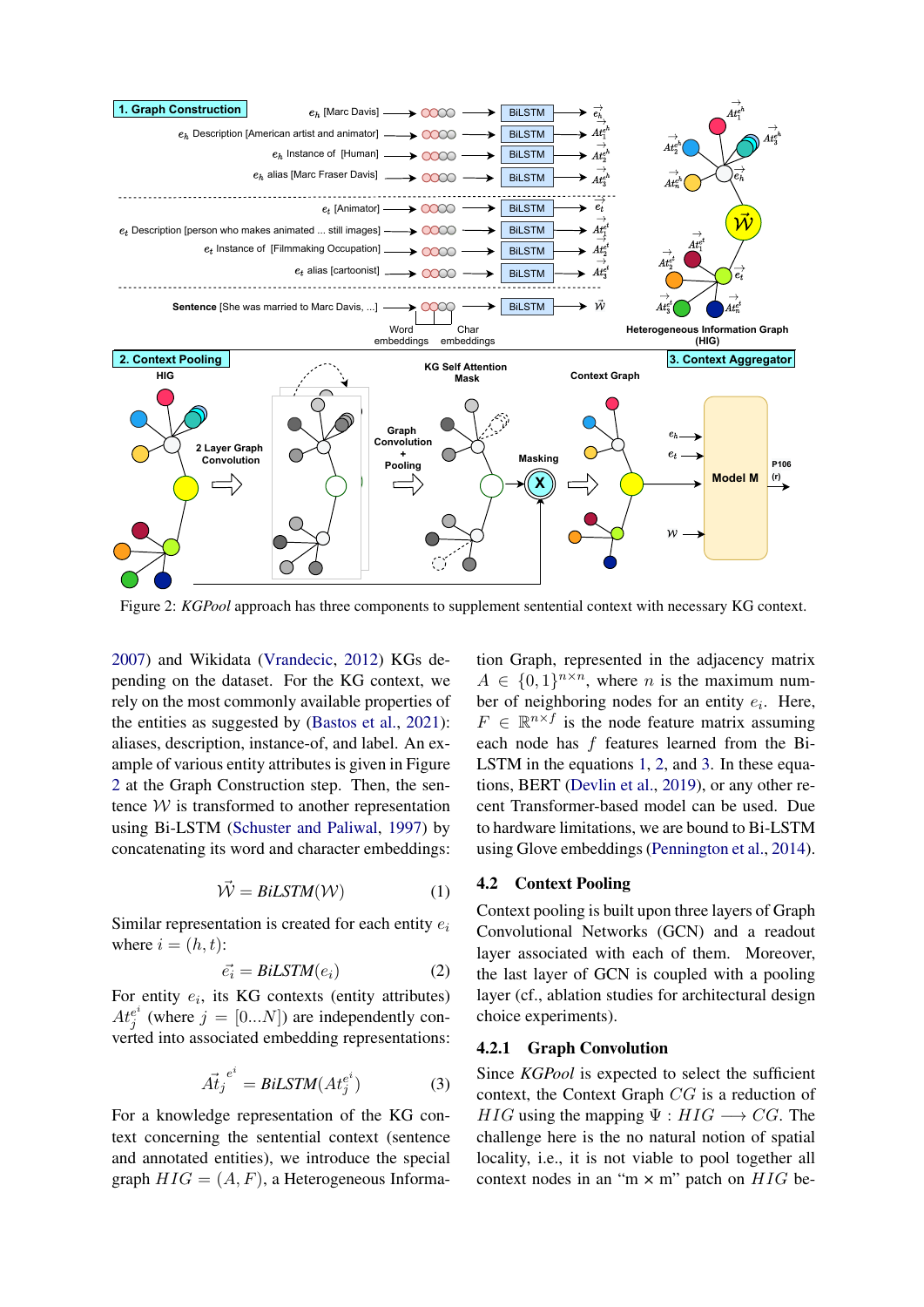Figure 2: *KGPool* approach has three components to supplement sentential context with necessary KG context.

2007) and Wikidata (Vrandecic, 2012) KGs depending on the dataset. For the KG context, we rely on the most commonly available properties of the entities as suggested by (Bastos et al., 2021): aliases, description, instance-of, and label. An example of various entity attributes is given in Figure 2 at the Graph Construction step. Then, the sentence $\mathcal{W}$ is transformed to another representation using Bi-LSTM (Schuster and Paliwal, 1997) by concatenating its word and character embeddings:

$$\vec{\mathcal{W}} = BiLSTM(\mathcal{W}) \tag{1}$$

Similar representation is created for each entity $e_i$ where $i = (h, t)$:

$$\vec{e_i} = BiLSTM(e_i) \tag{2}$$

For entity $e_i$, its KG contexts (entity attributes) $At_j^{e_i}$ (where $j = [0...N]$) are independently converted into associated embedding representations:

$$\vec{At_j}^{e_i} = BiLSTM(At_j^{e_i}) \tag{3}$$

For a knowledge representation of the KG context concerning the sentential context (sentence and annotated entities), we introduce the special graph $HIG = (A, F)$, a Heterogeneous Information Graph, represented in the adjacency matrix $A \in \{0, 1\}^{n \times n}$, where $n$ is the maximum number of neighboring nodes for an entity $e_i$. Here, $F \in \mathbb{R}^{n \times f}$ is the node feature matrix assuming each node has $f$ features learned from the Bi-LSTM in the equations 1, 2, and 3. In these equations, BERT (Devlin et al., 2019), or any other recent Transformer-based model can be used. Due to hardware limitations, we are bound to Bi-LSTM using Glove embeddings (Pennington et al., 2014).

## 4.2 Context Pooling

Context pooling is built upon three layers of Graph Convolutional Networks (GCN) and a readout layer associated with each of them. Moreover, the last layer of GCN is coupled with a pooling layer (cf., ablation studies for architectural design choice experiments).

### 4.2.1 Graph Convolution

Since *KGPool* is expected to select the sufficient context, the Context Graph $CG$ is a reduction of $HIG$ using the mapping $\Psi : HIG \longrightarrow CG$. The challenge here is the no natural notion of spatial locality, i.e., it is not viable to pool together all context nodes in an "m × m" patch on $HIG$ be-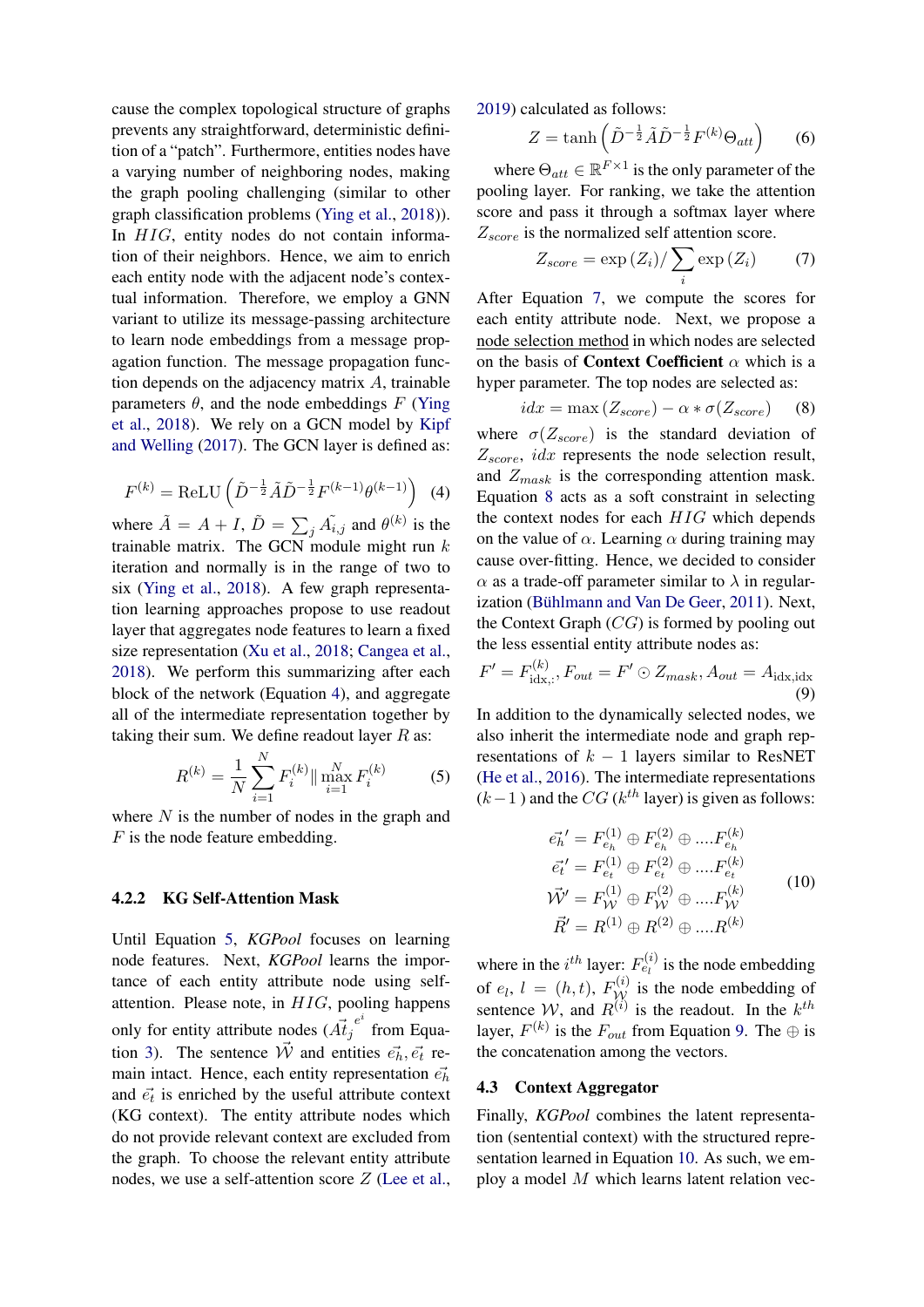cause the complex topological structure of graphs prevents any straightforward, deterministic definition of a "patch". Furthermore, entities nodes have a varying number of neighboring nodes, making the graph pooling challenging (similar to other graph classification problems (Ying et al., 2018)). In $HIG$, entity nodes do not contain information of their neighbors. Hence, we aim to enrich each entity node with the adjacent node's contextual information. Therefore, we employ a GNN variant to utilize its message-passing architecture to learn node embeddings from a message propagation function. The message propagation function depends on the adjacency matrix $A$, trainable parameters $\theta$, and the node embeddings $F$ (Ying et al., 2018). We rely on a GCN model by Kipf and Welling (2017). The GCN layer is defined as:

$$F^{(k)} = \mathrm{ReLU}\left(\tilde{D}^{-\frac{1}{2}}\tilde{A}\tilde{D}^{-\frac{1}{2}}F^{(k-1)}\theta^{(k-1)}\right) \quad (4)$$

where $\tilde{A} = A + I$, $\tilde{D} = \sum_j \tilde{A_{i,j}}$ and $\theta^{(k)}$ is the trainable matrix. The GCN module might run $k$ iteration and normally is in the range of two to six (Ying et al., 2018). A few graph representation learning approaches propose to use readout layer that aggregates node features to learn a fixed size representation (Xu et al., 2018; Cangea et al., 2018). We perform this summarizing after each block of the network (Equation 4), and aggregate all of the intermediate representation together by taking their sum. We define readout layer $R$ as:

$$R^{(k)} = \frac{1}{N}\sum_{i=1}^{N} F_i^{(k)} \| \max_{i=1}^{N} F_i^{(k)} \quad (5)$$

where $N$ is the number of nodes in the graph and $F$ is the node feature embedding.

#### 4.2.2 KG Self-Attention Mask

Until Equation 5, *KGPool* focuses on learning node features. Next, *KGPool* learns the importance of each entity attribute node using self-attention. Please note, in $HIG$, pooling happens only for entity attribute nodes ($\vec{At}_j^{e^i}$ from Equation 3). The sentence $\vec{\mathcal{W}}$ and entities $\vec{e_h}, \vec{e_t}$ remain intact. Hence, each entity representation $\vec{e_h}$ and $\vec{e_t}$ is enriched by the useful attribute context (KG context). The entity attribute nodes which do not provide relevant context are excluded from the graph. To choose the relevant entity attribute nodes, we use a self-attention score $Z$ (Lee et al., 2019) calculated as follows:

$$Z = \tanh\left(\tilde{D}^{-\frac{1}{2}}\tilde{A}\tilde{D}^{-\frac{1}{2}}F^{(k)}\Theta_{att}\right) \quad (6)$$

where $\Theta_{att} \in \mathbb{R}^{F\times 1}$ is the only parameter of the pooling layer. For ranking, we take the attention score and pass it through a softmax layer where $Z_{score}$ is the normalized self attention score.

$$Z_{score} = \exp\left(Z_i\right) / \sum_i \exp\left(Z_i\right) \quad (7)$$

After Equation 7, we compute the scores for each entity attribute node. Next, we propose a node selection method in which nodes are selected on the basis of **Context Coefficient** $\alpha$ which is a hyper parameter. The top nodes are selected as:

$$idx = \max\left(Z_{score}\right) - \alpha * \sigma\left(Z_{score}\right) \quad (8)$$

where $\sigma(Z_{score})$ is the standard deviation of $Z_{score}$, $idx$ represents the node selection result, and $Z_{mask}$ is the corresponding attention mask. Equation 8 acts as a soft constraint in selecting the context nodes for each $HIG$ which depends on the value of $\alpha$. Learning $\alpha$ during training may cause over-fitting. Hence, we decided to consider $\alpha$ as a trade-off parameter similar to $\lambda$ in regularization (Bühlmann and Van De Geer, 2011). Next, the Context Graph ($CG$) is formed by pooling out the less essential entity attribute nodes as:

$$F' = F^{(k)}_{\mathrm{idx},:}, F_{out} = F' \odot Z_{mask}, A_{out} = A_{\mathrm{idx},\mathrm{idx}} \quad (9)$$

In addition to the dynamically selected nodes, we also inherit the intermediate node and graph representations of $k-1$ layers similar to ResNET (He et al., 2016). The intermediate representations ($k-1$) and the $CG$ ($k^{th}$ layer) is given as follows:

$$\begin{aligned}
\vec{e_h}' &= F_{e_h}^{(1)} \oplus F_{e_h}^{(2)} \oplus ....F_{e_h}^{(k)} \\
\vec{e_t}' &= F_{e_t}^{(1)} \oplus F_{e_t}^{(2)} \oplus ....F_{e_t}^{(k)} \\
\vec{\mathcal{W}}' &= F_{\mathcal{W}}^{(1)} \oplus F_{\mathcal{W}}^{(2)} \oplus ....F_{\mathcal{W}}^{(k)} \\
\vec{R}' &= R^{(1)} \oplus R^{(2)} \oplus ....R^{(k)}
\end{aligned} \quad (10)$$

where in the $i^{th}$ layer: $F_{e_l}^{(i)}$ is the node embedding of $e_l$, $l = (h,t)$, $F_{\mathcal{W}}^{(i)}$ is the node embedding of sentence $\mathcal{W}$, and $R^{(i)}$ is the readout. In the $k^{th}$ layer, $F^{(k)}$ is the $F_{out}$ from Equation 9. The $\oplus$ is the concatenation among the vectors.

### 4.3 Context Aggregator

Finally, *KGPool* combines the latent representation (sentential context) with the structured representation learned in Equation 10. As such, we employ a model $M$ which learns latent relation vec-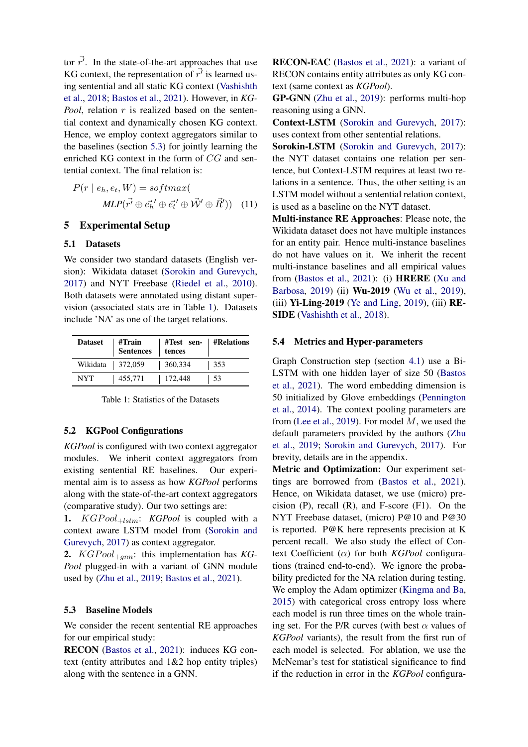tor $\vec{r'}$. In the state-of-the-art approaches that use KG context, the representation of $\vec{r'}$ is learned using sentential and all static KG context (Vashishth et al., 2018; Bastos et al., 2021). However, in *KGPool*, relation $r$ is realized based on the sentential context and dynamically chosen KG context. Hence, we employ context aggregators similar to the baselines (section 5.3) for jointly learning the enriched KG context in the form of $CG$ and sentential context. The final relation is:

$$P(r \mid e_h, e_t, W) = softmax(\text{MLP}(\vec{r'} \oplus \vec{e_h}' \oplus \vec{e_t}' \oplus \vec{W}' \oplus \vec{R}')) \quad (11)$$

## 5 Experimental Setup

### 5.1 Datasets

We consider two standard datasets (English version): Wikidata dataset (Sorokin and Gurevych, 2017) and NYT Freebase (Riedel et al., 2010). Both datasets were annotated using distant supervision (associated stats are in Table 1). Datasets include 'NA' as one of the target relations.

| Dataset | #Train Sentences | #Test sentences | #Relations |
|---|---|---|---|
| Wikidata | 372,059 | 360,334 | 353 |
| NYT | 455,771 | 172,448 | 53 |

Table 1: Statistics of the Datasets

### 5.2 KGPool Configurations

*KGPool* is configured with two context aggregator modules. We inherit context aggregators from existing sentential RE baselines. Our experimental aim is to assess as how *KGPool* performs along with the state-of-the-art context aggregators (comparative study). Our two settings are:

**1.** $KGPool_{+lstm}$: *KGPool* is coupled with a context aware LSTM model from (Sorokin and Gurevych, 2017) as context aggregator.

**2.** $KGPool_{+gnn}$: this implementation has *KGPool* plugged-in with a variant of GNN module used by (Zhu et al., 2019; Bastos et al., 2021).

### 5.3 Baseline Models

We consider the recent sentential RE approaches for our empirical study:

**RECON** (Bastos et al., 2021): induces KG context (entity attributes and 1&2 hop entity triples) along with the sentence in a GNN.

**RECON-EAC** (Bastos et al., 2021): a variant of RECON contains entity attributes as only KG context (same context as *KGPool*).

**GP-GNN** (Zhu et al., 2019): performs multi-hop reasoning using a GNN.

**Context-LSTM** (Sorokin and Gurevych, 2017): uses context from other sentential relations.

**Sorokin-LSTM** (Sorokin and Gurevych, 2017): the NYT dataset contains one relation per sentence, but Context-LSTM requires at least two relations in a sentence. Thus, the other setting is an LSTM model without a sentential relation context, is used as a baseline on the NYT dataset.

**Multi-instance RE Approaches**: Please note, the Wikidata dataset does not have multiple instances for an entity pair. Hence multi-instance baselines do not have values on it. We inherit the recent multi-instance baselines and all empirical values from (Bastos et al., 2021): (i) **HRERE** (Xu and Barbosa, 2019) (ii) **Wu-2019** (Wu et al., 2019), (iii) **Yi-Ling-2019** (Ye and Ling, 2019), (iii) **RESIDE** (Vashishth et al., 2018).

### 5.4 Metrics and Hyper-parameters

Graph Construction step (section 4.1) use a Bi-LSTM with one hidden layer of size 50 (Bastos et al., 2021). The word embedding dimension is 50 initialized by Glove embeddings (Pennington et al., 2014). The context pooling parameters are from (Lee et al., 2019). For model $M$, we used the default parameters provided by the authors (Zhu et al., 2019; Sorokin and Gurevych, 2017). For brevity, details are in the appendix.

**Metric and Optimization:** Our experiment settings are borrowed from (Bastos et al., 2021). Hence, on Wikidata dataset, we use (micro) precision (P), recall (R), and F-score (F1). On the NYT Freebase dataset, (micro) P@10 and P@30 is reported. P@K here represents precision at K percent recall. We also study the effect of Context Coefficient ($\alpha$) for both *KGPool* configurations (trained end-to-end). We ignore the probability predicted for the NA relation during testing. We employ the Adam optimizer (Kingma and Ba, 2015) with categorical cross entropy loss where each model is run three times on the whole training set. For the P/R curves (with best $\alpha$ values of *KGPool* variants), the result from the first run of each model is selected. For ablation, we use the McNemar's test for statistical significance to find if the reduction in error in the *KGPool* configura-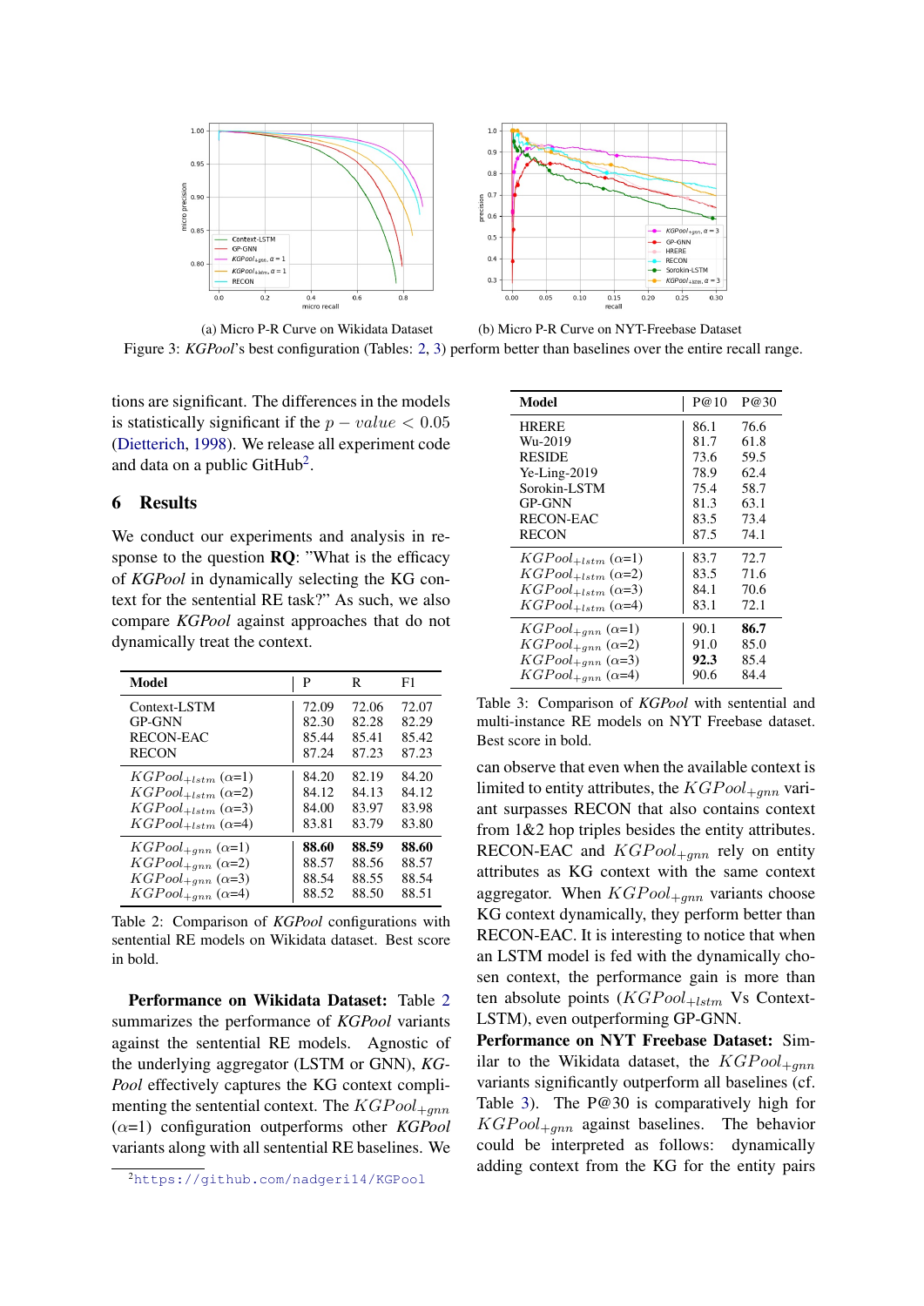(a) Micro P-R Curve on Wikidata Dataset (b) Micro P-R Curve on NYT-Freebase Dataset

Figure 3: *KGPool*'s best configuration (Tables: 2, 3) perform better than baselines over the entire recall range.

tions are significant. The differences in the models is statistically significant if the $p - value < 0.05$ (Dietterich, 1998). We release all experiment code and data on a public GitHub[2].

## 6 Results

We conduct our experiments and analysis in response to the question **RQ**: "What is the efficacy of *KGPool* in dynamically selecting the KG context for the sentential RE task?" As such, we also compare *KGPool* against approaches that do not dynamically treat the context.

| Model | P | R | F1 |
|---|---|---|---|
| Context-LSTM | 72.09 | 72.06 | 72.07 |
| GP-GNN | 82.30 | 82.28 | 82.29 |
| RECON-EAC | 85.44 | 85.41 | 85.42 |
| RECON | 87.24 | 87.23 | 87.23 |
| $KGPool_{+lstm}$ (α=1) | 84.20 | 82.19 | 84.20 |
| $KGPool_{+lstm}$ (α=2) | 84.12 | 84.13 | 84.12 |
| $KGPool_{+lstm}$ (α=3) | 84.00 | 83.97 | 83.98 |
| $KGPool_{+lstm}$ (α=4) | 83.81 | 83.79 | 83.80 |
| $KGPool_{+gnn}$ (α=1) | **88.60** | **88.59** | **88.60** |
| $KGPool_{+gnn}$ (α=2) | 88.57 | 88.56 | 88.57 |
| $KGPool_{+gnn}$ (α=3) | 88.54 | 88.55 | 88.54 |
| $KGPool_{+gnn}$ (α=4) | 88.52 | 88.50 | 88.51 |

Table 2: Comparison of *KGPool* configurations with sentential RE models on Wikidata dataset. Best score in bold.

**Performance on Wikidata Dataset:** Table 2 summarizes the performance of *KGPool* variants against the sentential RE models. Agnostic of the underlying aggregator (LSTM or GNN), *KGPool* effectively captures the KG context complimenting the sentential context. The $KGPool_{+gnn}$ (α=1) configuration outperforms other *KGPool* variants along with all sentential RE baselines. We can observe that even when the available context is limited to entity attributes, the $KGPool_{+gnn}$ variant surpasses RECON that also contains context from 1&2 hop triples besides the entity attributes. RECON-EAC and $KGPool_{+gnn}$ rely on entity attributes as KG context with the same context aggregator. When $KGPool_{+gnn}$ variants choose KG context dynamically, they perform better than RECON-EAC. It is interesting to notice that when an LSTM model is fed with the dynamically chosen context, the performance gain is more than ten absolute points ($KGPool_{+lstm}$ Vs Context-LSTM), even outperforming GP-GNN.

| Model | P@10 | P@30 |
|---|---|---|
| HRERE | 86.1 | 76.6 |
| Wu-2019 | 81.7 | 61.8 |
| RESIDE | 73.6 | 59.5 |
| Ye-Ling-2019 | 78.9 | 62.4 |
| Sorokin-LSTM | 75.4 | 58.7 |
| GP-GNN | 81.3 | 63.1 |
| RECON-EAC | 83.5 | 73.4 |
| RECON | 87.5 | 74.1 |
| $KGPool_{+lstm}$ (α=1) | 83.7 | 72.7 |
| $KGPool_{+lstm}$ (α=2) | 83.5 | 71.6 |
| $KGPool_{+lstm}$ (α=3) | 84.1 | 70.6 |
| $KGPool_{+lstm}$ (α=4) | 83.1 | 72.1 |
| $KGPool_{+gnn}$ (α=1) | 90.1 | **86.7** |
| $KGPool_{+gnn}$ (α=2) | 91.0 | 85.0 |
| $KGPool_{+gnn}$ (α=3) | **92.3** | 85.4 |
| $KGPool_{+gnn}$ (α=4) | 90.6 | 84.4 |

Table 3: Comparison of *KGPool* with sentential and multi-instance RE models on NYT Freebase dataset. Best score in bold.

**Performance on NYT Freebase Dataset:** Similar to the Wikidata dataset, the $KGPool_{+gnn}$ variants significantly outperform all baselines (cf. Table 3). The P@30 is comparatively high for $KGPool_{+gnn}$ against baselines. The behavior could be interpreted as follows: dynamically adding context from the KG for the entity pairs

[2] https://github.com/nadgeri14/KGPool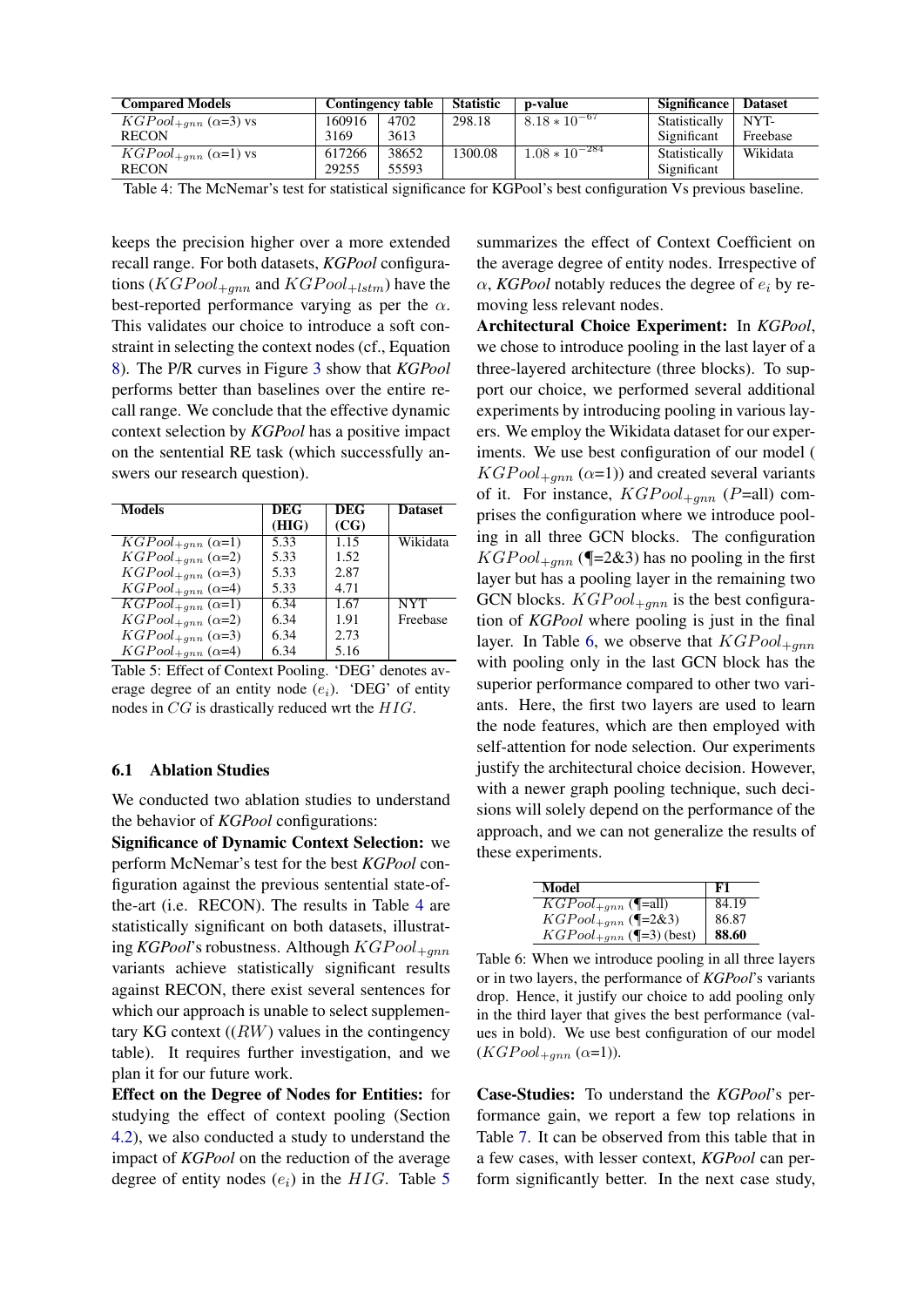| Compared Models | Contingency table | | Statistic | p-value | Significance | Dataset |
|---|---|---|---|---|---|---|
| $KGPool_{+gnn}$ ($\alpha$=3) vs RECON | 160916<br>3169 | 4702<br>3613 | 298.18 | $8.18 * 10^{-67}$ | Statistically Significant | NYT-Freebase |
| $KGPool_{+gnn}$ ($\alpha$=1) vs RECON | 617266<br>29255 | 38652<br>55593 | 1300.08 | $1.08 * 10^{-284}$ | Statistically Significant | Wikidata |

Table 4: The McNemar's test for statistical significance for KGPool's best configuration Vs previous baseline.

keeps the precision higher over a more extended recall range. For both datasets, *KGPool* configurations ($KGPool_{+gnn}$ and $KGPool_{+lstm}$) have the best-reported performance varying as per the $\alpha$. This validates our choice to introduce a soft constraint in selecting the context nodes (cf., Equation 8). The P/R curves in Figure 3 show that *KGPool* performs better than baselines over the entire recall range. We conclude that the effective dynamic context selection by *KGPool* has a positive impact on the sentential RE task (which successfully answers our research question).

| Models | DEG (HIG) | DEG (CG) | Dataset |
|---|---|---|---|
| $KGPool_{+gnn}$ ($\alpha$=1) | 5.33 | 1.15 | Wikidata |
| $KGPool_{+gnn}$ ($\alpha$=2) | 5.33 | 1.52 | |
| $KGPool_{+gnn}$ ($\alpha$=3) | 5.33 | 2.87 | |
| $KGPool_{+gnn}$ ($\alpha$=4) | 5.33 | 4.71 | |
| $KGPool_{+gnn}$ ($\alpha$=1) | 6.34 | 1.67 | NYT Freebase |
| $KGPool_{+gnn}$ ($\alpha$=2) | 6.34 | 1.91 | |
| $KGPool_{+gnn}$ ($\alpha$=3) | 6.34 | 2.73 | |
| $KGPool_{+gnn}$ ($\alpha$=4) | 6.34 | 5.16 | |

Table 5: Effect of Context Pooling. 'DEG' denotes average degree of an entity node ($e_i$). 'DEG' of entity nodes in $CG$ is drastically reduced wrt the $HIG$.

### 6.1 Ablation Studies

We conducted two ablation studies to understand the behavior of *KGPool* configurations:

**Significance of Dynamic Context Selection:** we perform McNemar's test for the best *KGPool* configuration against the previous sentential state-of-the-art (i.e. RECON). The results in Table 4 are statistically significant on both datasets, illustrating *KGPool*'s robustness. Although $KGPool_{+gnn}$ variants achieve statistically significant results against RECON, there exist several sentences for which our approach is unable to select supplementary KG context (($RW$) values in the contingency table). It requires further investigation, and we plan it for our future work.

**Effect on the Degree of Nodes for Entities:** for studying the effect of context pooling (Section 4.2), we also conducted a study to understand the impact of *KGPool* on the reduction of the average degree of entity nodes ($e_i$) in the $HIG$. Table 5 summarizes the effect of Context Coefficient on the average degree of entity nodes. Irrespective of $\alpha$, *KGPool* notably reduces the degree of $e_i$ by removing less relevant nodes.

**Architectural Choice Experiment:** In *KGPool*, we chose to introduce pooling in the last layer of a three-layered architecture (three blocks). To support our choice, we performed several additional experiments by introducing pooling in various layers. We employ the Wikidata dataset for our experiments. We use best configuration of our model ( $KGPool_{+gnn}$ ($\alpha$=1)) and created several variants of it. For instance, $KGPool_{+gnn}$ ($P$=all) comprises the configuration where we introduce pooling in all three GCN blocks. The configuration $KGPool_{+gnn}$ (¶=2&3) has no pooling in the first layer but has a pooling layer in the remaining two GCN blocks. $KGPool_{+gnn}$ is the best configuration of *KGPool* where pooling is just in the final layer. In Table 6, we observe that $KGPool_{+gnn}$ with pooling only in the last GCN block has the superior performance compared to other two variants. Here, the first two layers are used to learn the node features, which are then employed with self-attention for node selection. Our experiments justify the architectural choice decision. However, with a newer graph pooling technique, such decisions will solely depend on the performance of the approach, and we can not generalize the results of these experiments.

| Model | F1 |
|---|---|
| $KGPool_{+gnn}$ (¶=all) | 84.19 |
| $KGPool_{+gnn}$ (¶=2&3) | 86.87 |
| $KGPool_{+gnn}$ (¶=3) (best) | **88.60** |

Table 6: When we introduce pooling in all three layers or in two layers, the performance of *KGPool*'s variants drop. Hence, it justify our choice to add pooling only in the third layer that gives the best performance (values in bold). We use best configuration of our model ($KGPool_{+gnn}$ ($\alpha$=1)).

**Case-Studies:** To understand the *KGPool*'s performance gain, we report a few top relations in Table 7. It can be observed from this table that in a few cases, with lesser context, *KGPool* can perform significantly better. In the next case study,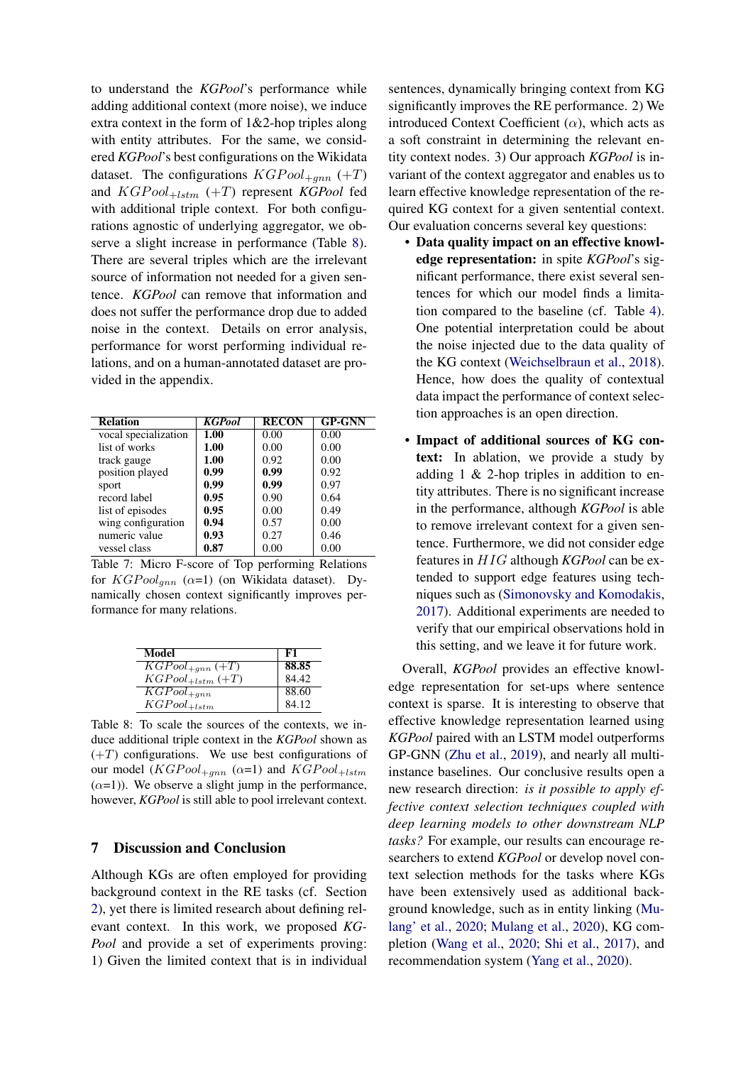to understand the *KGPool*'s performance while adding additional context (more noise), we induce extra context in the form of 1&2-hop triples along with entity attributes. For the same, we considered *KGPool*'s best configurations on the Wikidata dataset. The configurations $KGPool_{+gnn}$ $(+T)$ and $KGPool_{+lstm}$ $(+T)$ represent *KGPool* fed with additional triple context. For both configurations agnostic of underlying aggregator, we observe a slight increase in performance (Table 8). There are several triples which are the irrelevant source of information not needed for a given sentence. *KGPool* can remove that information and does not suffer the performance drop due to added noise in the context. Details on error analysis, performance for worst performing individual relations, and on a human-annotated dataset are provided in the appendix.

| Relation | *KGPool* | RECON | GP-GNN |
|---|---|---|---|
| vocal specialization | **1.00** | 0.00 | 0.00 |
| list of works | **1.00** | 0.00 | 0.00 |
| track gauge | **1.00** | 0.92 | 0.00 |
| position played | **0.99** | **0.99** | 0.92 |
| sport | **0.99** | **0.99** | 0.97 |
| record label | **0.95** | 0.90 | 0.64 |
| list of episodes | **0.95** | 0.00 | 0.49 |
| wing configuration | **0.94** | 0.57 | 0.00 |
| numeric value | **0.93** | 0.27 | 0.46 |
| vessel class | **0.87** | 0.00 | 0.00 |

Table 7: Micro F-score of Top performing Relations for $KGPool_{gnn}$ ($\alpha$=1) (on Wikidata dataset). Dynamically chosen context significantly improves performance for many relations.

| Model | F1 |
|---|---|
| $KGPool_{+gnn}$ $(+T)$ | **88.85** |
| $KGPool_{+lstm}$ $(+T)$ | 84.42 |
| $KGPool_{+gnn}$ | 88.60 |
| $KGPool_{+lstm}$ | 84.12 |

Table 8: To scale the sources of the contexts, we induce additional triple context in the *KGPool* shown as $(+T)$ configurations. We use best configurations of our model ($KGPool_{+gnn}$ ($\alpha$=1) and $KGPool_{+lstm}$ ($\alpha$=1)). We observe a slight jump in the performance, however, *KGPool* is still able to pool irrelevant context.

## 7 Discussion and Conclusion

Although KGs are often employed for providing background context in the RE tasks (cf. Section 2), yet there is limited research about defining relevant context. In this work, we proposed *KGPool* and provide a set of experiments proving: 1) Given the limited context that is in individual sentences, dynamically bringing context from KG significantly improves the RE performance. 2) We introduced Context Coefficient ($\alpha$), which acts as a soft constraint in determining the relevant entity context nodes. 3) Our approach *KGPool* is invariant of the context aggregator and enables us to learn effective knowledge representation of the required KG context for a given sentential context. Our evaluation concerns several key questions:

- **Data quality impact on an effective knowledge representation:** in spite *KGPool*'s significant performance, there exist several sentences for which our model finds a limitation compared to the baseline (cf. Table 4). One potential interpretation could be about the noise injected due to the data quality of the KG context (Weichselbraun et al., 2018). Hence, how does the quality of contextual data impact the performance of context selection approaches is an open direction.

- **Impact of additional sources of KG context:** In ablation, we provide a study by adding 1 & 2-hop triples in addition to entity attributes. There is no significant increase in the performance, although *KGPool* is able to remove irrelevant context for a given sentence. Furthermore, we did not consider edge features in $HIG$ although *KGPool* can be extended to support edge features using techniques such as (Simonovsky and Komodakis, 2017). Additional experiments are needed to verify that our empirical observations hold in this setting, and we leave it for future work.

Overall, *KGPool* provides an effective knowledge representation for set-ups where sentence context is sparse. It is interesting to observe that effective knowledge representation learned using *KGPool* paired with an LSTM model outperforms GP-GNN (Zhu et al., 2019), and nearly all multi-instance baselines. Our conclusive results open a new research direction: *is it possible to apply effective context selection techniques coupled with deep learning models to other downstream NLP tasks?* For example, our results can encourage researchers to extend *KGPool* or develop novel context selection methods for the tasks where KGs have been extensively used as additional background knowledge, such as in entity linking (Mulang' et al., 2020; Mulang et al., 2020), KG completion (Wang et al., 2020; Shi et al., 2017), and recommendation system (Yang et al., 2020).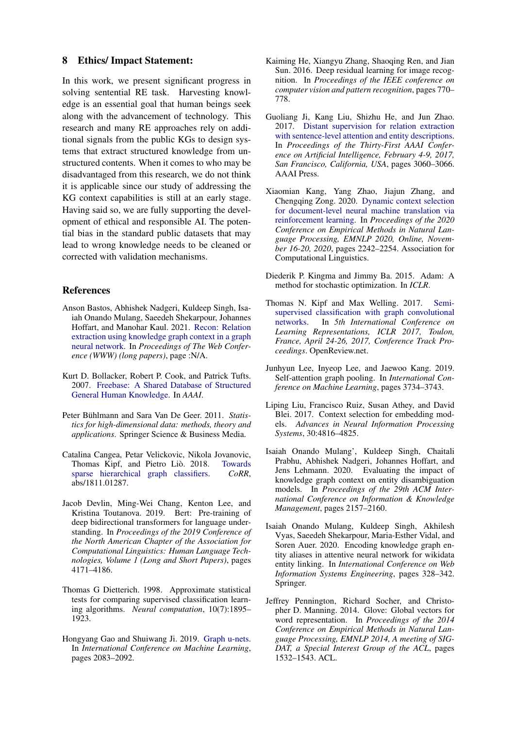## 8 Ethics/ Impact Statement:

In this work, we present significant progress in solving sentential RE task. Harvesting knowledge is an essential goal that human beings seek along with the advancement of technology. This research and many RE approaches rely on additional signals from the public KGs to design systems that extract structured knowledge from unstructured contents. When it comes to who may be disadvantaged from this research, we do not think it is applicable since our study of addressing the KG context capabilities is still at an early stage. Having said so, we are fully supporting the development of ethical and responsible AI. The potential bias in the standard public datasets that may lead to wrong knowledge needs to be cleaned or corrected with validation mechanisms.

## References

Anson Bastos, Abhishek Nadgeri, Kuldeep Singh, Isaiah Onando Mulang, Saeedeh Shekarpour, Johannes Hoffart, and Manohar Kaul. 2021. Recon: Relation extraction using knowledge graph context in a graph neural network. In *Proceedings of The Web Conference (WWW) (long papers)*, page :N/A.

Kurt D. Bollacker, Robert P. Cook, and Patrick Tufts. 2007. Freebase: A Shared Database of Structured General Human Knowledge. In *AAAI*.

Peter Bühlmann and Sara Van De Geer. 2011. *Statistics for high-dimensional data: methods, theory and applications*. Springer Science & Business Media.

Catalina Cangea, Petar Velickovic, Nikola Jovanovic, Thomas Kipf, and Pietro Liò. 2018. Towards sparse hierarchical graph classifiers. *CoRR*, abs/1811.01287.

Jacob Devlin, Ming-Wei Chang, Kenton Lee, and Kristina Toutanova. 2019. Bert: Pre-training of deep bidirectional transformers for language understanding. In *Proceedings of the 2019 Conference of the North American Chapter of the Association for Computational Linguistics: Human Language Technologies, Volume 1 (Long and Short Papers)*, pages 4171–4186.

Thomas G Dietterich. 1998. Approximate statistical tests for comparing supervised classification learning algorithms. *Neural computation*, 10(7):1895–1923.

Hongyang Gao and Shuiwang Ji. 2019. Graph u-nets. In *International Conference on Machine Learning*, pages 2083–2092.

Kaiming He, Xiangyu Zhang, Shaoqing Ren, and Jian Sun. 2016. Deep residual learning for image recognition. In *Proceedings of the IEEE conference on computer vision and pattern recognition*, pages 770–778.

Guoliang Ji, Kang Liu, Shizhu He, and Jun Zhao. 2017. Distant supervision for relation extraction with sentence-level attention and entity descriptions. In *Proceedings of the Thirty-First AAAI Conference on Artificial Intelligence, February 4-9, 2017, San Francisco, California, USA*, pages 3060–3066. AAAI Press.

Xiaomian Kang, Yang Zhao, Jiajun Zhang, and Chengqing Zong. 2020. Dynamic context selection for document-level neural machine translation via reinforcement learning. In *Proceedings of the 2020 Conference on Empirical Methods in Natural Language Processing, EMNLP 2020, Online, November 16-20, 2020*, pages 2242–2254. Association for Computational Linguistics.

Diederik P. Kingma and Jimmy Ba. 2015. Adam: A method for stochastic optimization. In *ICLR*.

Thomas N. Kipf and Max Welling. 2017. Semi-supervised classification with graph convolutional networks. In *5th International Conference on Learning Representations, ICLR 2017, Toulon, France, April 24-26, 2017, Conference Track Proceedings*. OpenReview.net.

Junhyun Lee, Inyeop Lee, and Jaewoo Kang. 2019. Self-attention graph pooling. In *International Conference on Machine Learning*, pages 3734–3743.

Liping Liu, Francisco Ruiz, Susan Athey, and David Blei. 2017. Context selection for embedding models. *Advances in Neural Information Processing Systems*, 30:4816–4825.

Isaiah Onando Mulang', Kuldeep Singh, Chaitali Prabhu, Abhishek Nadgeri, Johannes Hoffart, and Jens Lehmann. 2020. Evaluating the impact of knowledge graph context on entity disambiguation models. In *Proceedings of the 29th ACM International Conference on Information & Knowledge Management*, pages 2157–2160.

Isaiah Onando Mulang, Kuldeep Singh, Akhilesh Vyas, Saeedeh Shekarpour, Maria-Esther Vidal, and Soren Auer. 2020. Encoding knowledge graph entity aliases in attentive neural network for wikidata entity linking. In *International Conference on Web Information Systems Engineering*, pages 328–342. Springer.

Jeffrey Pennington, Richard Socher, and Christopher D. Manning. 2014. Glove: Global vectors for word representation. In *Proceedings of the 2014 Conference on Empirical Methods in Natural Language Processing, EMNLP 2014, A meeting of SIGDAT, a Special Interest Group of the ACL*, pages 1532–1543. ACL.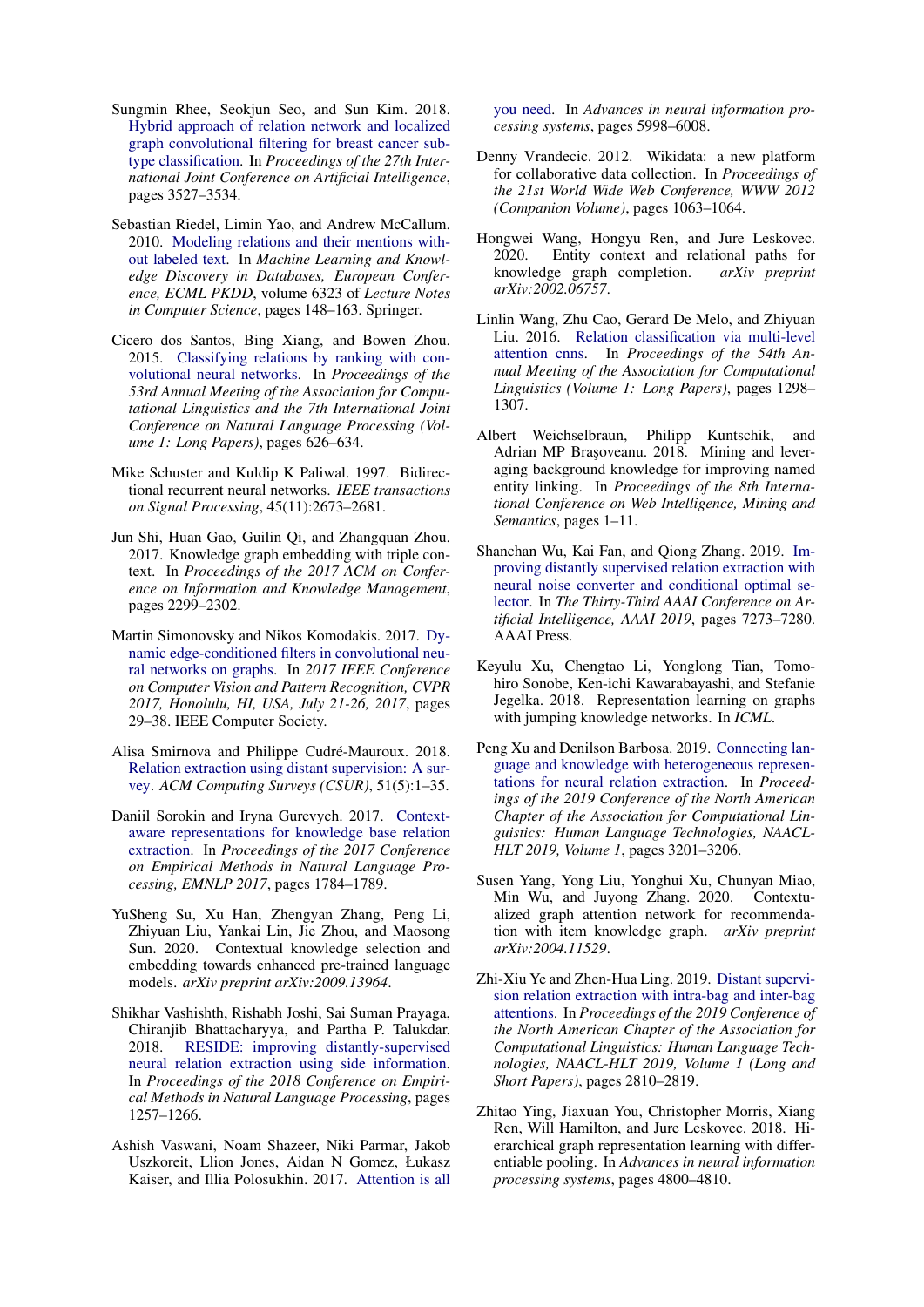Sungmin Rhee, Seokjun Seo, and Sun Kim. 2018. Hybrid approach of relation network and localized graph convolutional filtering for breast cancer subtype classification. In *Proceedings of the 27th International Joint Conference on Artificial Intelligence*, pages 3527–3534.

Sebastian Riedel, Limin Yao, and Andrew McCallum. 2010. Modeling relations and their mentions without labeled text. In *Machine Learning and Knowledge Discovery in Databases, European Conference, ECML PKDD*, volume 6323 of *Lecture Notes in Computer Science*, pages 148–163. Springer.

Cicero dos Santos, Bing Xiang, and Bowen Zhou. 2015. Classifying relations by ranking with convolutional neural networks. In *Proceedings of the 53rd Annual Meeting of the Association for Computational Linguistics and the 7th International Joint Conference on Natural Language Processing (Volume 1: Long Papers)*, pages 626–634.

Mike Schuster and Kuldip K Paliwal. 1997. Bidirectional recurrent neural networks. *IEEE transactions on Signal Processing*, 45(11):2673–2681.

Jun Shi, Huan Gao, Guilin Qi, and Zhangquan Zhou. 2017. Knowledge graph embedding with triple context. In *Proceedings of the 2017 ACM on Conference on Information and Knowledge Management*, pages 2299–2302.

Martin Simonovsky and Nikos Komodakis. 2017. Dynamic edge-conditioned filters in convolutional neural networks on graphs. In *2017 IEEE Conference on Computer Vision and Pattern Recognition, CVPR 2017, Honolulu, HI, USA, July 21-26, 2017*, pages 29–38. IEEE Computer Society.

Alisa Smirnova and Philippe Cudré-Mauroux. 2018. Relation extraction using distant supervision: A survey. *ACM Computing Surveys (CSUR)*, 51(5):1–35.

Daniil Sorokin and Iryna Gurevych. 2017. Context-aware representations for knowledge base relation extraction. In *Proceedings of the 2017 Conference on Empirical Methods in Natural Language Processing, EMNLP 2017*, pages 1784–1789.

YuSheng Su, Xu Han, Zhengyan Zhang, Peng Li, Zhiyuan Liu, Yankai Lin, Jie Zhou, and Maosong Sun. 2020. Contextual knowledge selection and embedding towards enhanced pre-trained language models. *arXiv preprint arXiv:2009.13964*.

Shikhar Vashishth, Rishabh Joshi, Sai Suman Prayaga, Chiranjib Bhattacharyya, and Partha P. Talukdar. 2018. RESIDE: improving distantly-supervised neural relation extraction using side information. In *Proceedings of the 2018 Conference on Empirical Methods in Natural Language Processing*, pages 1257–1266.

Ashish Vaswani, Noam Shazeer, Niki Parmar, Jakob Uszkoreit, Llion Jones, Aidan N Gomez, Łukasz Kaiser, and Illia Polosukhin. 2017. Attention is all you need. In *Advances in neural information processing systems*, pages 5998–6008.

Denny Vrandecic. 2012. Wikidata: a new platform for collaborative data collection. In *Proceedings of the 21st World Wide Web Conference, WWW 2012 (Companion Volume)*, pages 1063–1064.

Hongwei Wang, Hongyu Ren, and Jure Leskovec. 2020. Entity context and relational paths for knowledge graph completion. *arXiv preprint arXiv:2002.06757*.

Linlin Wang, Zhu Cao, Gerard De Melo, and Zhiyuan Liu. 2016. Relation classification via multi-level attention cnns. In *Proceedings of the 54th Annual Meeting of the Association for Computational Linguistics (Volume 1: Long Papers)*, pages 1298–1307.

Albert Weichselbraun, Philipp Kuntschik, and Adrian MP Braşoveanu. 2018. Mining and leveraging background knowledge for improving named entity linking. In *Proceedings of the 8th International Conference on Web Intelligence, Mining and Semantics*, pages 1–11.

Shanchan Wu, Kai Fan, and Qiong Zhang. 2019. Improving distantly supervised relation extraction with neural noise converter and conditional optimal selector. In *The Thirty-Third AAAI Conference on Artificial Intelligence, AAAI 2019*, pages 7273–7280. AAAI Press.

Keyulu Xu, Chengtao Li, Yonglong Tian, Tomohiro Sonobe, Ken-ichi Kawarabayashi, and Stefanie Jegelka. 2018. Representation learning on graphs with jumping knowledge networks. In *ICML*.

Peng Xu and Denilson Barbosa. 2019. Connecting language and knowledge with heterogeneous representations for neural relation extraction. In *Proceedings of the 2019 Conference of the North American Chapter of the Association for Computational Linguistics: Human Language Technologies, NAACL-HLT 2019, Volume 1*, pages 3201–3206.

Susen Yang, Yong Liu, Yonghui Xu, Chunyan Miao, Min Wu, and Juyong Zhang. 2020. Contextualized graph attention network for recommendation with item knowledge graph. *arXiv preprint arXiv:2004.11529*.

Zhi-Xiu Ye and Zhen-Hua Ling. 2019. Distant supervision relation extraction with intra-bag and inter-bag attentions. In *Proceedings of the 2019 Conference of the North American Chapter of the Association for Computational Linguistics: Human Language Technologies, NAACL-HLT 2019, Volume 1 (Long and Short Papers)*, pages 2810–2819.

Zhitao Ying, Jiaxuan You, Christopher Morris, Xiang Ren, Will Hamilton, and Jure Leskovec. 2018. Hierarchical graph representation learning with differentiable pooling. In *Advances in neural information processing systems*, pages 4800–4810.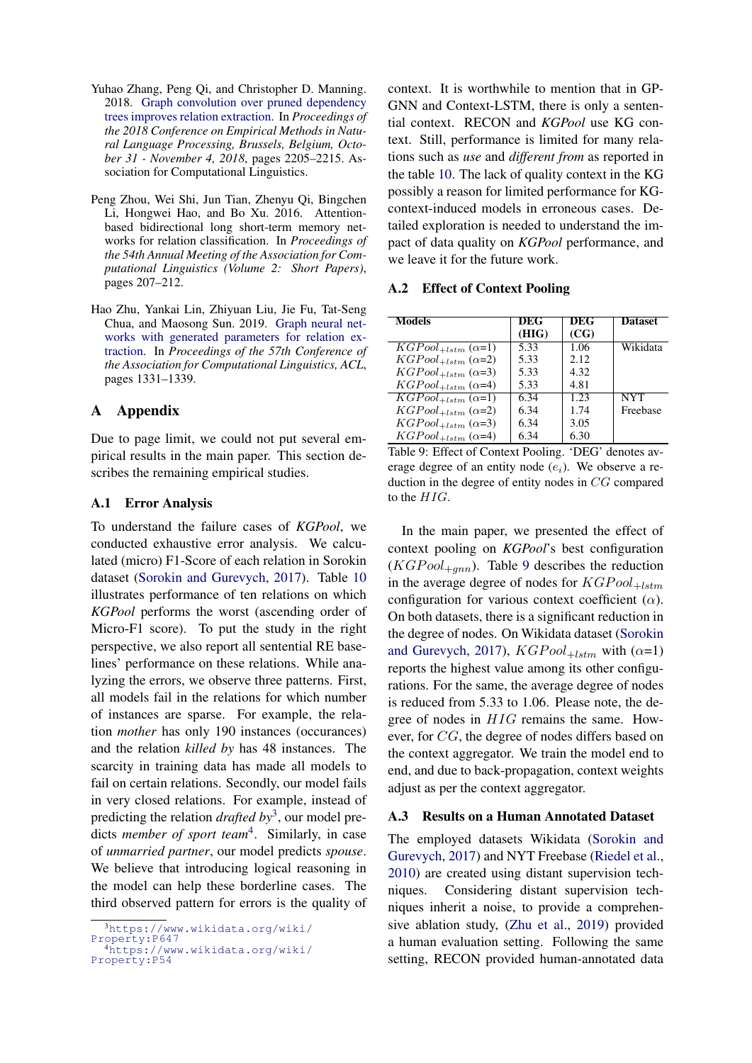Yuhao Zhang, Peng Qi, and Christopher D. Manning. 2018. Graph convolution over pruned dependency trees improves relation extraction. In *Proceedings of the 2018 Conference on Empirical Methods in Natural Language Processing, Brussels, Belgium, October 31 - November 4, 2018*, pages 2205–2215. Association for Computational Linguistics.

Peng Zhou, Wei Shi, Jun Tian, Zhenyu Qi, Bingchen Li, Hongwei Hao, and Bo Xu. 2016. Attention-based bidirectional long short-term memory networks for relation classification. In *Proceedings of the 54th Annual Meeting of the Association for Computational Linguistics (Volume 2: Short Papers)*, pages 207–212.

Hao Zhu, Yankai Lin, Zhiyuan Liu, Jie Fu, Tat-Seng Chua, and Maosong Sun. 2019. Graph neural networks with generated parameters for relation extraction. In *Proceedings of the 57th Conference of the Association for Computational Linguistics, ACL*, pages 1331–1339.

# A Appendix

Due to page limit, we could not put several empirical results in the main paper. This section describes the remaining empirical studies.

## A.1 Error Analysis

To understand the failure cases of *KGPool*, we conducted exhaustive error analysis. We calculated (micro) F1-Score of each relation in Sorokin dataset (Sorokin and Gurevych, 2017). Table 10 illustrates performance of ten relations on which *KGPool* performs the worst (ascending order of Micro-F1 score). To put the study in the right perspective, we also report all sentential RE baselines' performance on these relations. While analyzing the errors, we observe three patterns. First, all models fail in the relations for which number of instances are sparse. For example, the relation *mother* has only 190 instances (occurances) and the relation *killed by* has 48 instances. The scarcity in training data has made all models to fail on certain relations. Secondly, our model fails in very closed relations. For example, instead of predicting the relation *drafted by*[3], our model predicts *member of sport team*[4]. Similarly, in case of *unmarried partner*, our model predicts *spouse*. We believe that introducing logical reasoning in the model can help these borderline cases. The third observed pattern for errors is the quality of context. It is worthwhile to mention that in GP-GNN and Context-LSTM, there is only a sentential context. RECON and *KGPool* use KG context. Still, performance is limited for many relations such as *use* and *different from* as reported in the table 10. The lack of quality context in the KG possibly a reason for limited performance for KG-context-induced models in erroneous cases. Detailed exploration is needed to understand the impact of data quality on *KGPool* performance, and we leave it for the future work.

[3] https://www.wikidata.org/wiki/Property:P647

[4] https://www.wikidata.org/wiki/Property:P54

## A.2 Effect of Context Pooling

| Models | DEG (HIG) | DEG (CG) | Dataset |
|---|---|---|---|
| $KGPool_{+lstm}$ ($\alpha$=1) | 5.33 | 1.06 | Wikidata |
| $KGPool_{+lstm}$ ($\alpha$=2) | 5.33 | 2.12 | |
| $KGPool_{+lstm}$ ($\alpha$=3) | 5.33 | 4.32 | |
| $KGPool_{+lstm}$ ($\alpha$=4) | 5.33 | 4.81 | |
| $KGPool_{+lstm}$ ($\alpha$=1) | 6.34 | 1.23 | NYT Freebase |
| $KGPool_{+lstm}$ ($\alpha$=2) | 6.34 | 1.74 | |
| $KGPool_{+lstm}$ ($\alpha$=3) | 6.34 | 3.05 | |
| $KGPool_{+lstm}$ ($\alpha$=4) | 6.34 | 6.30 | |

Table 9: Effect of Context Pooling. 'DEG' denotes average degree of an entity node ($e_i$). We observe a reduction in the degree of entity nodes in $CG$ compared to the $HIG$.

In the main paper, we presented the effect of context pooling on *KGPool*'s best configuration ($KGPool_{+gnn}$). Table 9 describes the reduction in the average degree of nodes for $KGPool_{+lstm}$ configuration for various context coefficient ($\alpha$). On both datasets, there is a significant reduction in the degree of nodes. On Wikidata dataset (Sorokin and Gurevych, 2017), $KGPool_{+lstm}$ with ($\alpha$=1) reports the highest value among its other configurations. For the same, the average degree of nodes is reduced from 5.33 to 1.06. Please note, the degree of nodes in $HIG$ remains the same. However, for $CG$, the degree of nodes differs based on the context aggregator. We train the model end to end, and due to back-propagation, context weights adjust as per the context aggregator.

## A.3 Results on a Human Annotated Dataset

The employed datasets Wikidata (Sorokin and Gurevych, 2017) and NYT Freebase (Riedel et al., 2010) are created using distant supervision techniques. Considering distant supervision techniques inherit a noise, to provide a comprehensive ablation study, (Zhu et al., 2019) provided a human evaluation setting. Following the same setting, RECON provided human-annotated data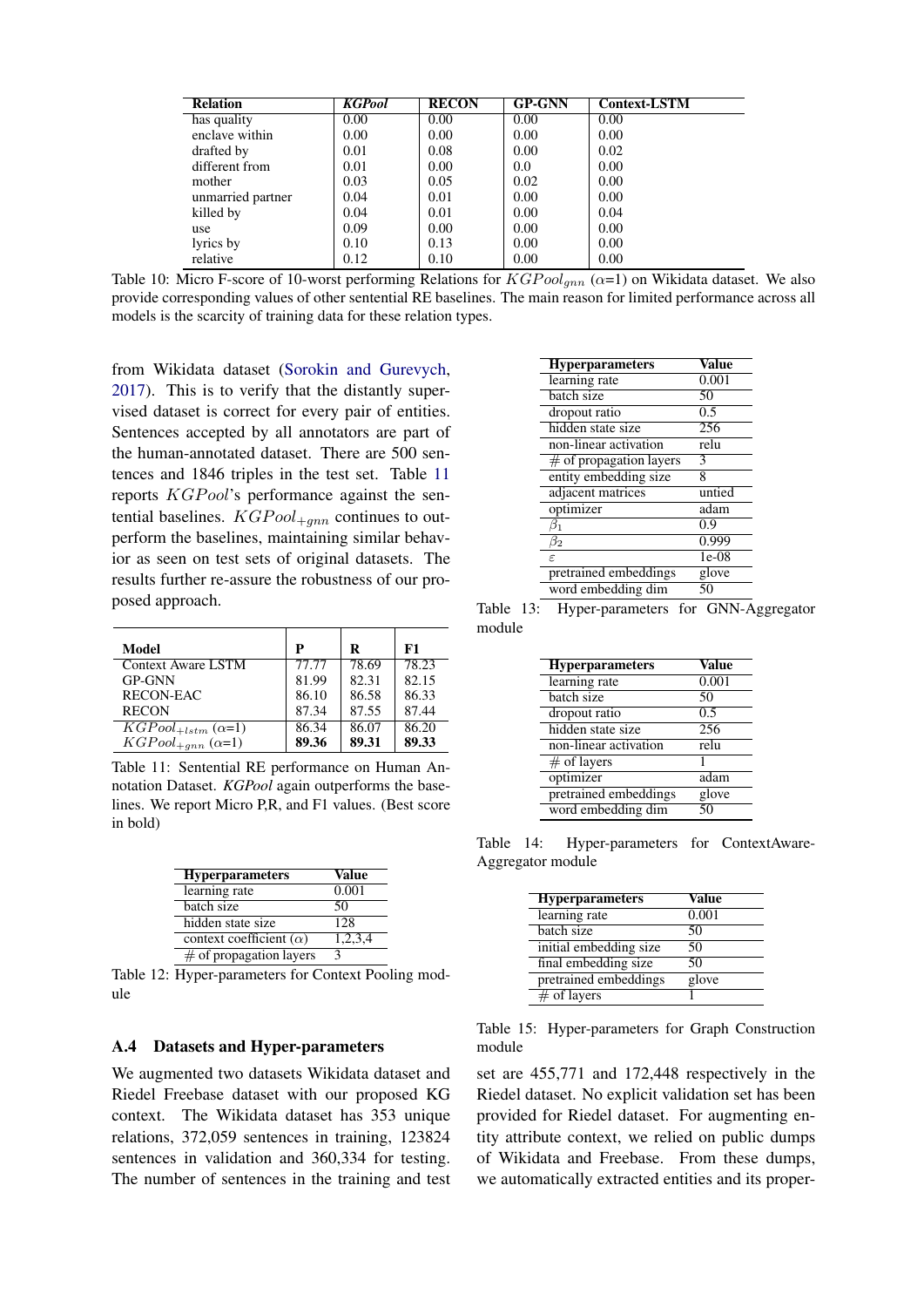| Relation | *KGPool* | RECON | GP-GNN | Context-LSTM |
|---|---|---|---|---|
| has quality | 0.00 | 0.00 | 0.00 | 0.00 |
| enclave within | 0.00 | 0.00 | 0.00 | 0.00 |
| drafted by | 0.01 | 0.08 | 0.00 | 0.02 |
| different from | 0.01 | 0.00 | 0.0 | 0.00 |
| mother | 0.03 | 0.05 | 0.02 | 0.00 |
| unmarried partner | 0.04 | 0.01 | 0.00 | 0.00 |
| killed by | 0.04 | 0.01 | 0.00 | 0.04 |
| use | 0.09 | 0.00 | 0.00 | 0.00 |
| lyrics by | 0.10 | 0.13 | 0.00 | 0.00 |
| relative | 0.12 | 0.10 | 0.00 | 0.00 |

Table 10: Micro F-score of 10-worst performing Relations for $KGPool_{gnn}$ ($\alpha$=1) on Wikidata dataset. We also provide corresponding values of other sentential RE baselines. The main reason for limited performance across all models is the scarcity of training data for these relation types.

from Wikidata dataset (Sorokin and Gurevych, 2017). This is to verify that the distantly supervised dataset is correct for every pair of entities. Sentences accepted by all annotators are part of the human-annotated dataset. There are 500 sentences and 1846 triples in the test set. Table 11 reports $KGPool$'s performance against the sentential baselines. $KGPool_{+gnn}$ continues to outperform the baselines, maintaining similar behavior as seen on test sets of original datasets. The results further re-assure the robustness of our proposed approach.

| Model | P | R | F1 |
|---|---|---|---|
| Context Aware LSTM | 77.77 | 78.69 | 78.23 |
| GP-GNN | 81.99 | 82.31 | 82.15 |
| RECON-EAC | 86.10 | 86.58 | 86.33 |
| RECON | 87.34 | 87.55 | 87.44 |
| $KGPool_{+lstm}$ ($\alpha$=1) | 86.34 | 86.07 | 86.20 |
| $KGPool_{+gnn}$ ($\alpha$=1) | **89.36** | **89.31** | **89.33** |

Table 11: Sentential RE performance on Human Annotation Dataset. *KGPool* again outperforms the baselines. We report Micro P,R, and F1 values. (Best score in bold)

| Hyperparameters | Value |
|---|---|
| learning rate | 0.001 |
| batch size | 50 |
| hidden state size | 128 |
| context coefficient ($\alpha$) | 1,2,3,4 |
| # of propagation layers | 3 |

Table 12: Hyper-parameters for Context Pooling module

## A.4 Datasets and Hyper-parameters

We augmented two datasets Wikidata dataset and Riedel Freebase dataset with our proposed KG context. The Wikidata dataset has 353 unique relations, 372,059 sentences in training, 123824 sentences in validation and 360,334 for testing. The number of sentences in the training and test set are 455,771 and 172,448 respectively in the Riedel dataset. No explicit validation set has been provided for Riedel dataset. For augmenting entity attribute context, we relied on public dumps of Wikidata and Freebase. From these dumps, we automatically extracted entities and its proper-

| Hyperparameters | Value |
|---|---|
| learning rate | 0.001 |
| batch size | 50 |
| dropout ratio | 0.5 |
| hidden state size | 256 |
| non-linear activation | relu |
| # of propagation layers | 3 |
| entity embedding size | 8 |
| adjacent matrices | untied |
| optimizer | adam |
| $\beta_1$ | 0.9 |
| $\beta_2$ | 0.999 |
| $\varepsilon$ | 1e-08 |
| pretrained embeddings | glove |
| word embedding dim | 50 |

Table 13: Hyper-parameters for GNN-Aggregator module

| Hyperparameters | Value |
|---|---|
| learning rate | 0.001 |
| batch size | 50 |
| dropout ratio | 0.5 |
| hidden state size | 256 |
| non-linear activation | relu |
| # of layers | 1 |
| optimizer | adam |
| pretrained embeddings | glove |
| word embedding dim | 50 |

Table 14: Hyper-parameters for ContextAware-Aggregator module

| Hyperparameters | Value |
|---|---|
| learning rate | 0.001 |
| batch size | 50 |
| initial embedding size | 50 |
| final embedding size | 50 |
| pretrained embeddings | glove |
| # of layers | 1 |

Table 15: Hyper-parameters for Graph Construction module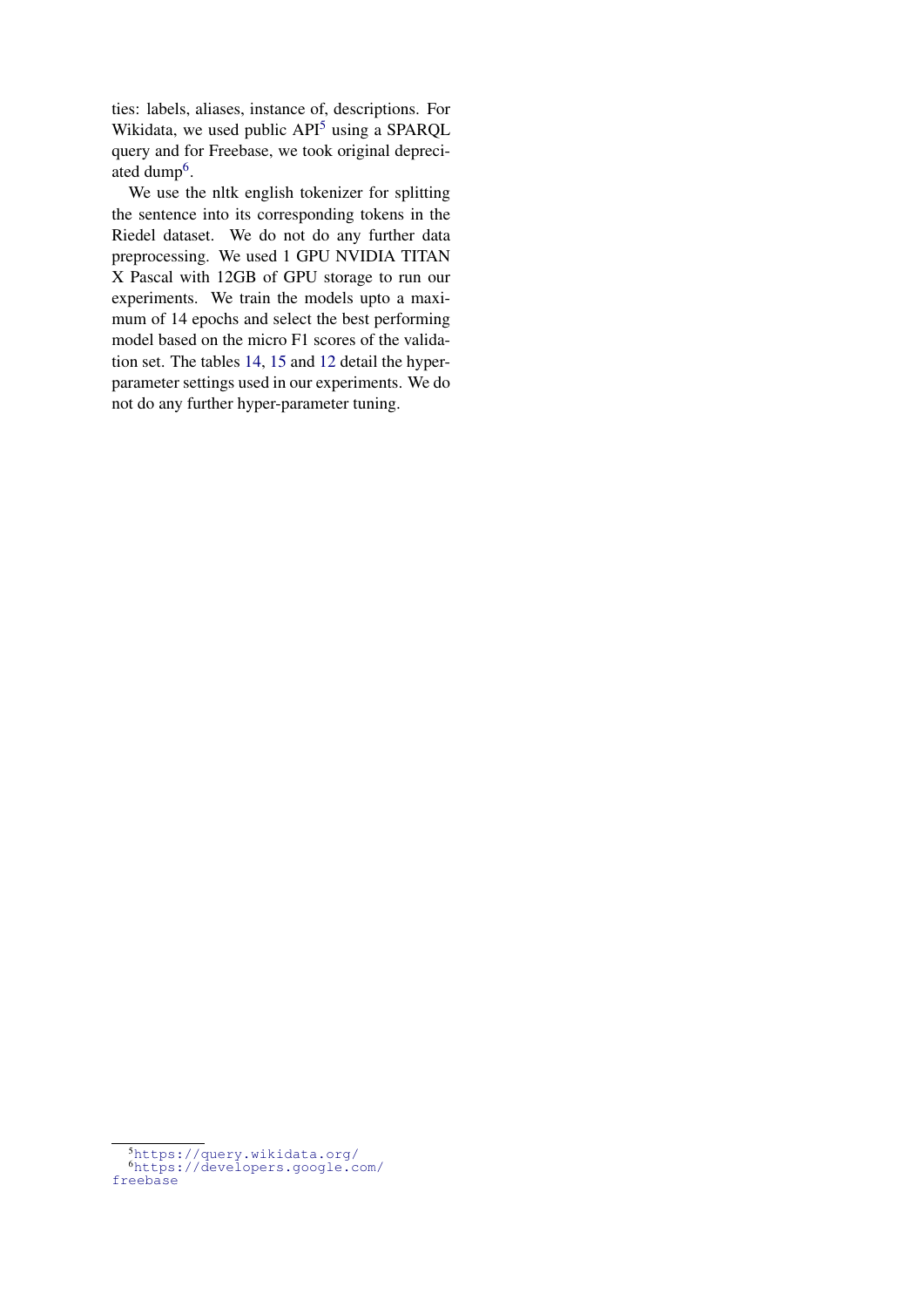ties: labels, aliases, instance of, descriptions. For Wikidata, we used public API[5] using a SPARQL query and for Freebase, we took original depreciated dump[6].

We use the nltk english tokenizer for splitting the sentence into its corresponding tokens in the Riedel dataset. We do not do any further data preprocessing. We used 1 GPU NVIDIA TITAN X Pascal with 12GB of GPU storage to run our experiments. We train the models upto a maximum of 14 epochs and select the best performing model based on the micro F1 scores of the validation set. The tables 14, 15 and 12 detail the hyper-parameter settings used in our experiments. We do not do any further hyper-parameter tuning.

[5] https://query.wikidata.org/

[6] https://developers.google.com/freebase